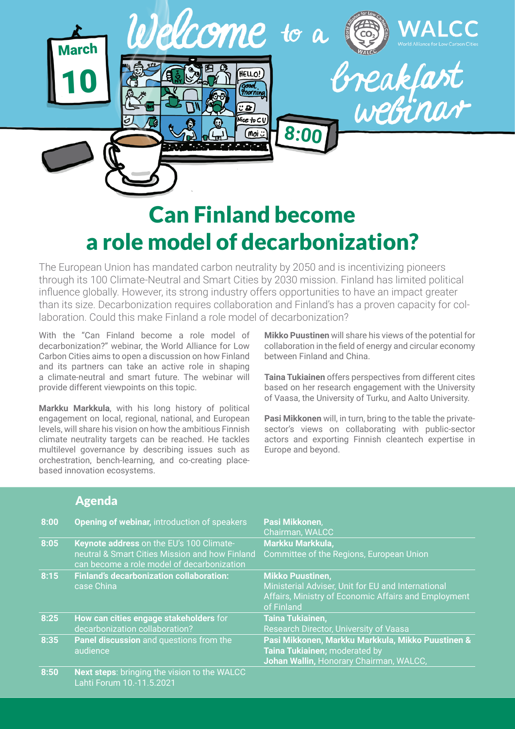March 10

Welcome to a breakfast webinar

WALCC
World Alliance for Low Carbon Cities

8:00

# Can Finland become a role model of decarbonization?

The European Union has mandated carbon neutrality by 2050 and is incentivizing pioneers through its 100 Climate-Neutral and Smart Cities by 2030 mission. Finland has limited political influence globally. However, its strong industry offers opportunities to have an impact greater than its size. Decarbonization requires collaboration and Finland's has a proven capacity for collaboration. Could this make Finland a role model of decarbonization?

With the "Can Finland become a role model of decarbonization?" webinar, the World Alliance for Low Carbon Cities aims to open a discussion on how Finland and its partners can take an active role in shaping a climate-neutral and smart future. The webinar will provide different viewpoints on this topic.

**Markku Markkula**, with his long history of political engagement on local, regional, national, and European levels, will share his vision on how the ambitious Finnish climate neutrality targets can be reached. He tackles multilevel governance by describing issues such as orchestration, bench-learning, and co-creating place-based innovation ecosystems.

**Mikko Puustinen** will share his views of the potential for collaboration in the field of energy and circular economy between Finland and China.

**Taina Tukiainen** offers perspectives from different cites based on her research engagement with the University of Vaasa, the University of Turku, and Aalto University.

**Pasi Mikkonen** will, in turn, bring to the table the private-sector's views on collaborating with public-sector actors and exporting Finnish cleantech expertise in Europe and beyond.

## Agenda

| | | |
|---|---|---|
| 8:00 | **Opening of webinar,** introduction of speakers | **Pasi Mikkonen**, Chairman, WALCC |
| 8:05 | **Keynote address** on the EU's 100 Climate-neutral & Smart Cities Mission and how Finland can become a role model of decarbonization | **Markku Markkula,** Committee of the Regions, European Union |
| 8:15 | **Finland's decarbonization collaboration:** case China | **Mikko Puustinen,** Ministerial Adviser, Unit for EU and International Affairs, Ministry of Economic Affairs and Employment of Finland |
| 8:25 | **How can cities engage stakeholders** for decarbonization collaboration? | **Taina Tukiainen,** Research Director, University of Vaasa |
| 8:35 | **Panel discussion** and questions from the audience | **Pasi Mikkonen, Markku Markkula, Mikko Puustinen & Taina Tukiainen;** moderated by **Johan Wallin,** Honorary Chairman, WALCC, |
| 8:50 | **Next steps**: bringing the vision to the WALCC Lahti Forum 10.-11.5.2021 | |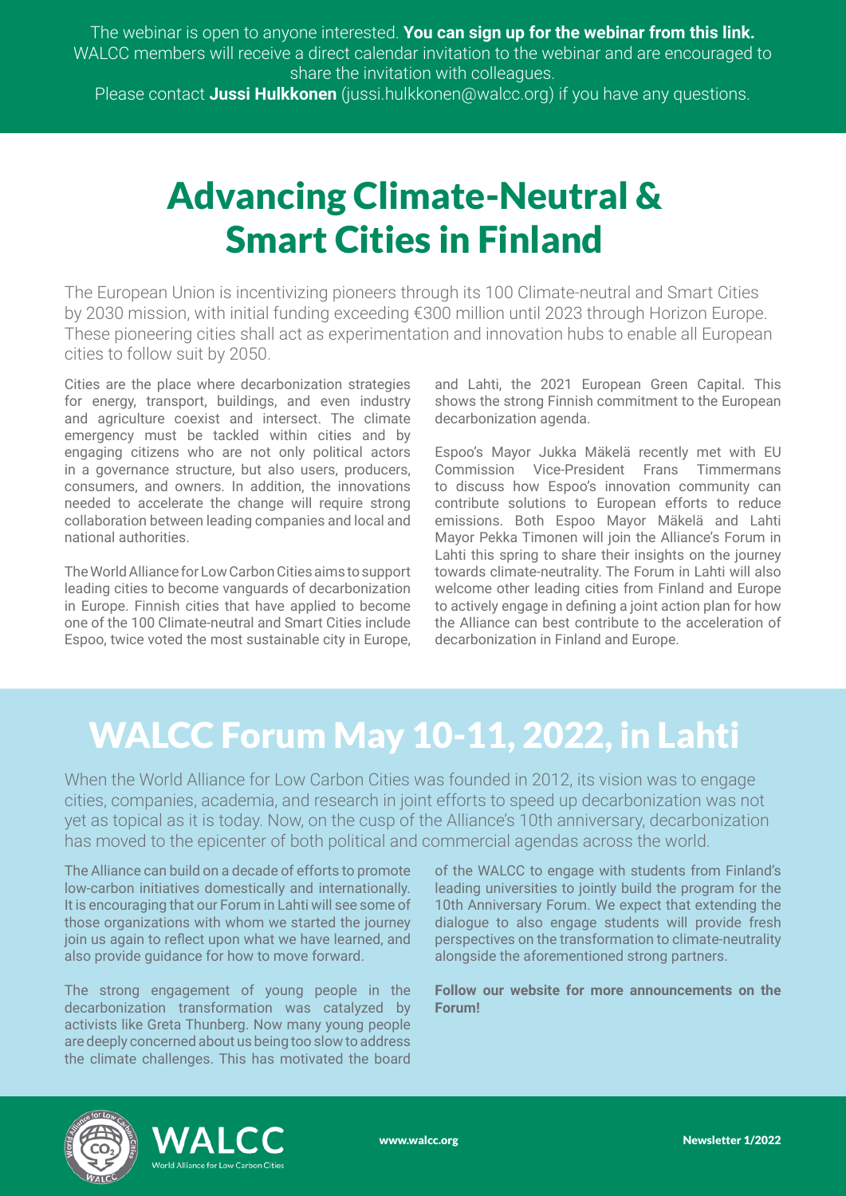The webinar is open to anyone interested. **You can sign up for the webinar from this link.**
WALCC members will receive a direct calendar invitation to the webinar and are encouraged to share the invitation with colleagues.
Please contact **Jussi Hulkkonen** (jussi.hulkkonen@walcc.org) if you have any questions.

# Advancing Climate-Neutral & Smart Cities in Finland

The European Union is incentivizing pioneers through its 100 Climate-neutral and Smart Cities by 2030 mission, with initial funding exceeding €300 million until 2023 through Horizon Europe. These pioneering cities shall act as experimentation and innovation hubs to enable all European cities to follow suit by 2050.

Cities are the place where decarbonization strategies for energy, transport, buildings, and even industry and agriculture coexist and intersect. The climate emergency must be tackled within cities and by engaging citizens who are not only political actors in a governance structure, but also users, producers, consumers, and owners. In addition, the innovations needed to accelerate the change will require strong collaboration between leading companies and local and national authorities.

The World Alliance for Low Carbon Cities aims to support leading cities to become vanguards of decarbonization in Europe. Finnish cities that have applied to become one of the 100 Climate-neutral and Smart Cities include Espoo, twice voted the most sustainable city in Europe, and Lahti, the 2021 European Green Capital. This shows the strong Finnish commitment to the European decarbonization agenda.

Espoo's Mayor Jukka Mäkelä recently met with EU Commission Vice-President Frans Timmermans to discuss how Espoo's innovation community can contribute solutions to European efforts to reduce emissions. Both Espoo Mayor Mäkelä and Lahti Mayor Pekka Timonen will join the Alliance's Forum in Lahti this spring to share their insights on the journey towards climate-neutrality. The Forum in Lahti will also welcome other leading cities from Finland and Europe to actively engage in defining a joint action plan for how the Alliance can best contribute to the acceleration of decarbonization in Finland and Europe.

# WALCC Forum May 10-11, 2022, in Lahti

When the World Alliance for Low Carbon Cities was founded in 2012, its vision was to engage cities, companies, academia, and research in joint efforts to speed up decarbonization was not yet as topical as it is today. Now, on the cusp of the Alliance's 10th anniversary, decarbonization has moved to the epicenter of both political and commercial agendas across the world.

The Alliance can build on a decade of efforts to promote low-carbon initiatives domestically and internationally. It is encouraging that our Forum in Lahti will see some of those organizations with whom we started the journey join us again to reflect upon what we have learned, and also provide guidance for how to move forward.

The strong engagement of young people in the decarbonization transformation was catalyzed by activists like Greta Thunberg. Now many young people are deeply concerned about us being too slow to address the climate challenges. This has motivated the board of the WALCC to engage with students from Finland's leading universities to jointly build the program for the 10th Anniversary Forum. We expect that extending the dialogue to also engage students will provide fresh perspectives on the transformation to climate-neutrality alongside the aforementioned strong partners.

**Follow our website for more announcements on the Forum!**

WALCC
World Alliance for Low Carbon Cities

www.walcc.org

Newsletter 1/2022